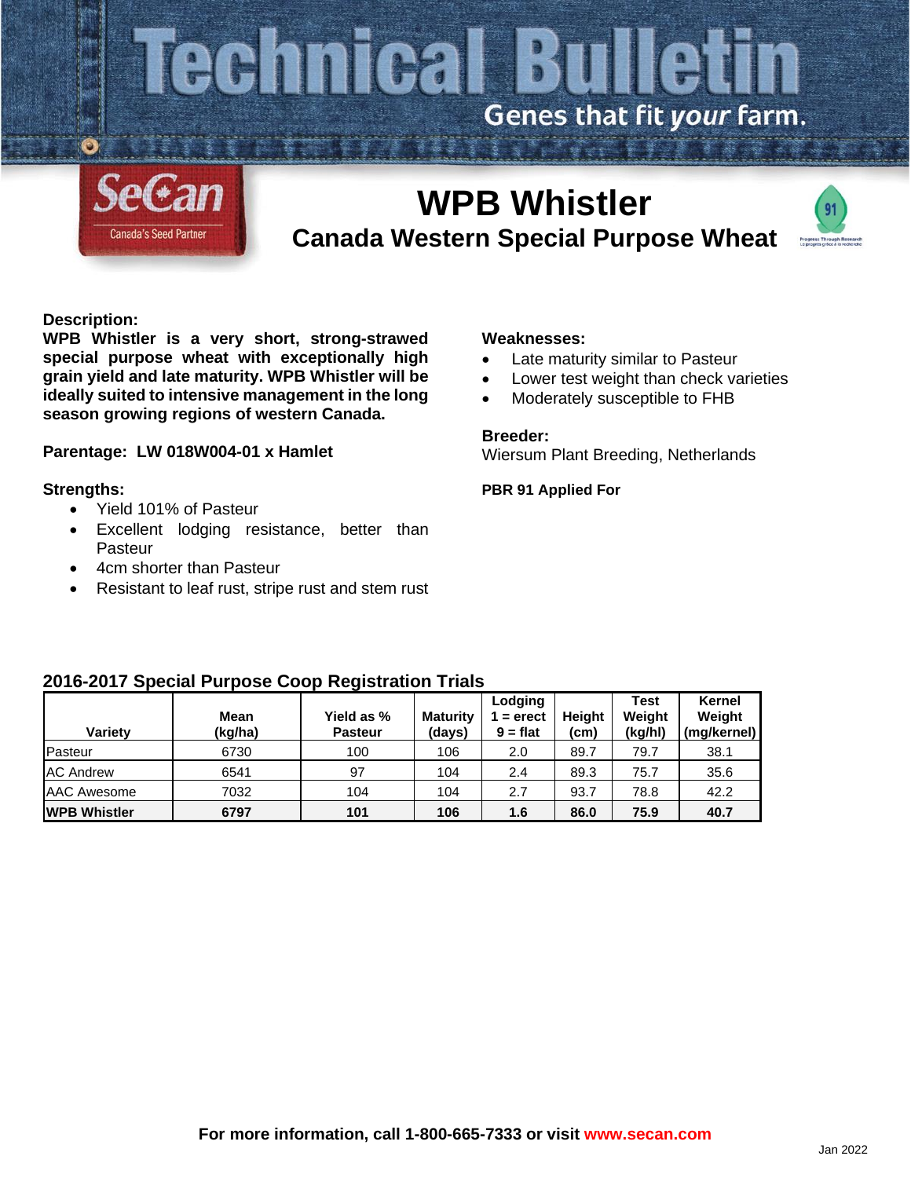# Technical Bulletin

Genes that fit *your* farm.

SeCan
Canada's Seed Partner

## WPB Whistler

### Canada Western Special Purpose Wheat

**Description:**
**WPB Whistler is a very short, strong-strawed special purpose wheat with exceptionally high grain yield and late maturity. WPB Whistler will be ideally suited to intensive management in the long season growing regions of western Canada.**

**Parentage: LW 018W004-01 x Hamlet**

**Strengths:**

- Yield 101% of Pasteur
- Excellent lodging resistance, better than Pasteur
- 4cm shorter than Pasteur
- Resistant to leaf rust, stripe rust and stem rust

**Weaknesses:**

- Late maturity similar to Pasteur
- Lower test weight than check varieties
- Moderately susceptible to FHB

**Breeder:**
Wiersum Plant Breeding, Netherlands

**PBR 91 Applied For**

**2016-2017 Special Purpose Coop Registration Trials**

| Variety | Mean (kg/ha) | Yield as % Pasteur | Maturity (days) | Lodging 1 = erect 9 = flat | Height (cm) | Test Weight (kg/hl) | Kernel Weight (mg/kernel) |
|---|---|---|---|---|---|---|---|
| Pasteur | 6730 | 100 | 106 | 2.0 | 89.7 | 79.7 | 38.1 |
| AC Andrew | 6541 | 97 | 104 | 2.4 | 89.3 | 75.7 | 35.6 |
| AAC Awesome | 7032 | 104 | 104 | 2.7 | 93.7 | 78.8 | 42.2 |
| **WPB Whistler** | **6797** | **101** | **106** | **1.6** | **86.0** | **75.9** | **40.7** |

**For more information, call 1-800-665-7333 or visit www.secan.com**

Jan 2022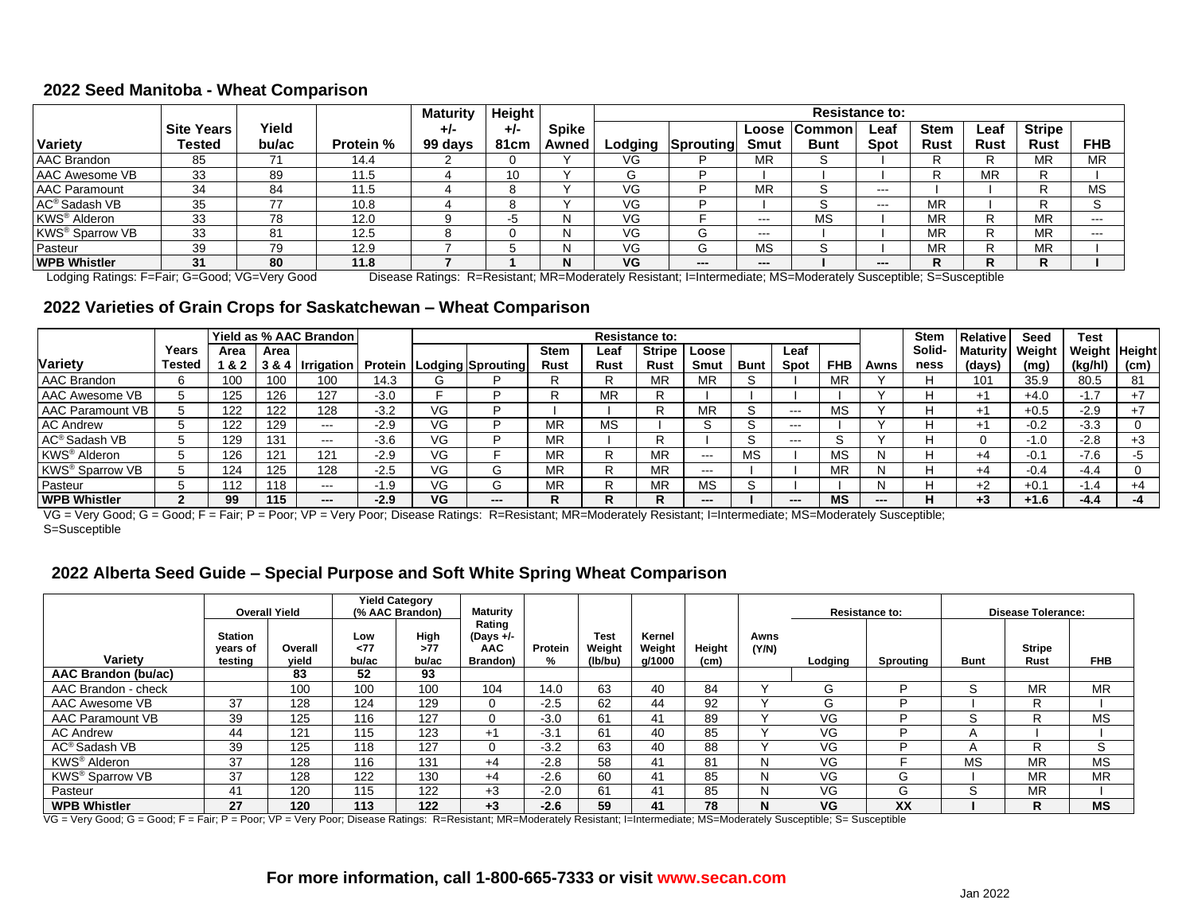## 2022 Seed Manitoba - Wheat Comparison

| Variety | Site Years Tested | Yield bu/ac | Protein % | Maturity +/- 99 days | Height +/- 81cm | Spike Awned | Resistance to: Lodging | Sprouting | Loose Smut | Common Bunt | Leaf Spot | Stem Rust | Leaf Rust | Stripe Rust | FHB |
|---|---|---|---|---|---|---|---|---|---|---|---|---|---|---|---|
| AAC Brandon | 85 | 71 | 14.4 | 2 | 0 | Y | VG | P | MR | S | I | R | R | MR | MR |
| AAC Awesome VB | 33 | 89 | 11.5 | 4 | 10 | Y | G | P | I | I | I | R | MR | R | I |
| AAC Paramount | 34 | 84 | 11.5 | 4 | 8 | Y | VG | P | MR | S | --- | I | I | R | MS |
| AC® Sadash VB | 35 | 77 | 10.8 | 4 | 8 | Y | VG | P | I | S | --- | MR | I | R | S |
| KWS® Alderon | 33 | 78 | 12.0 | 9 | -5 | N | VG | F | --- | MS | I | MR | R | MR | --- |
| KWS® Sparrow VB | 33 | 81 | 12.5 | 8 | 0 | N | VG | G | --- | I | I | MR | R | MR | --- |
| Pasteur | 39 | 79 | 12.9 | 7 | 5 | N | VG | G | MS | S | I | MR | R | MR | I |
| **WPB Whistler** | **31** | **80** | **11.8** | **7** | **1** | **N** | **VG** | **---** | **---** | **I** | **---** | **R** | **R** | **R** | **I** |

Lodging Ratings: F=Fair; G=Good; VG=Very Good    Disease Ratings: R=Resistant; MR=Moderately Resistant; I=Intermediate; MS=Moderately Susceptible; S=Susceptible

## 2022 Varieties of Grain Crops for Saskatchewan – Wheat Comparison

| Variety | Years Tested | Yield as % AAC Brandon: Area 1 & 2 | Area 3 & 4 | Irrigation | Protein | Resistance to: Lodging | Sprouting | Stem Rust | Leaf Rust | Stripe Rust | Loose Smut | Bunt | Leaf Spot | FHB | Awns | Stem Solid-ness | Relative Maturity (days) | Seed Weight (mg) | Test Weight (kg/hl) | Height (cm) |
|---|---|---|---|---|---|---|---|---|---|---|---|---|---|---|---|---|---|---|---|---|
| AAC Brandon | 6 | 100 | 100 | 100 | 14.3 | G | P | R | R | MR | MR | S | I | MR | Y | H | 101 | 35.9 | 80.5 | 81 |
| AAC Awesome VB | 5 | 125 | 126 | 127 | -3.0 | F | P | R | MR | R | I | I | I | I | Y | H | +1 | +4.0 | -1.7 | +7 |
| AAC Paramount VB | 5 | 122 | 122 | 128 | -3.2 | VG | P | I | I | R | MR | S | --- | MS | Y | H | +1 | +0.5 | -2.9 | +7 |
| AC Andrew | 5 | 122 | 129 | --- | -2.9 | VG | P | MR | MS | I | S | S | --- | I | Y | H | +1 | -0.2 | -3.3 | 0 |
| AC® Sadash VB | 5 | 129 | 131 | --- | -3.6 | VG | P | MR | I | R | I | S | --- | S | Y | H | 0 | -1.0 | -2.8 | +3 |
| KWS® Alderon | 5 | 126 | 121 | 121 | -2.9 | VG | F | MR | R | MR | --- | MS | I | MS | N | H | +4 | -0.1 | -7.6 | -5 |
| KWS® Sparrow VB | 5 | 124 | 125 | 128 | -2.5 | VG | G | MR | R | MR | --- | I | I | MR | N | H | +4 | -0.4 | -4.4 | 0 |
| Pasteur | 5 | 112 | 118 | --- | -1.9 | VG | G | MR | R | MR | MS | S | I | I | N | H | +2 | +0.1 | -1.4 | +4 |
| **WPB Whistler** | **2** | **99** | **115** | **---** | **-2.9** | **VG** | **---** | **R** | **R** | **R** | **---** | **I** | **---** | **MS** | **---** | **H** | **+3** | **+1.6** | **-4.4** | **-4** |

VG = Very Good; G = Good; F = Fair; P = Poor; VP = Very Poor; Disease Ratings: R=Resistant; MR=Moderately Resistant; I=Intermediate; MS=Moderately Susceptible; S=Susceptible

## 2022 Alberta Seed Guide – Special Purpose and Soft White Spring Wheat Comparison

| Variety | Overall Yield: Station years of testing | Overall yield | Yield Category (% AAC Brandon): Low <77 bu/ac | High >77 bu/ac | Maturity Rating (Days +/- AAC Brandon) | Protein % | Test Weight (lb/bu) | Kernel Weight g/1000 | Height (cm) | Awns (Y/N) | Resistance to: Lodging | Sprouting | Disease Tolerance: Bunt | Stripe Rust | FHB |
|---|---|---|---|---|---|---|---|---|---|---|---|---|---|---|---|
| **AAC Brandon (bu/ac)** | | **83** | **52** | **93** | | | | | | | | | | | |
| AAC Brandon - check | | 100 | 100 | 100 | 104 | 14.0 | 63 | 40 | 84 | Y | G | P | S | MR | MR |
| AAC Awesome VB | 37 | 128 | 124 | 129 | 0 | -2.5 | 62 | 44 | 92 | Y | G | P | I | R | I |
| AAC Paramount VB | 39 | 125 | 116 | 127 | 0 | -3.0 | 61 | 41 | 89 | Y | VG | P | S | R | MS |
| AC Andrew | 44 | 121 | 115 | 123 | +1 | -3.1 | 61 | 40 | 85 | Y | VG | P | A | I | I |
| AC® Sadash VB | 39 | 125 | 118 | 127 | 0 | -3.2 | 63 | 40 | 88 | Y | VG | P | A | R | S |
| KWS® Alderon | 37 | 128 | 116 | 131 | +4 | -2.8 | 58 | 41 | 81 | N | VG | F | MS | MR | MS |
| KWS® Sparrow VB | 37 | 128 | 122 | 130 | +4 | -2.6 | 60 | 41 | 85 | N | VG | G | I | MR | MR |
| Pasteur | 41 | 120 | 115 | 122 | +3 | -2.0 | 61 | 41 | 85 | N | VG | G | S | MR | I |
| **WPB Whistler** | **27** | **120** | **113** | **122** | **+3** | **-2.6** | **59** | **41** | **78** | **N** | **VG** | **XX** | **I** | **R** | **MS** |

VG = Very Good; G = Good; F = Fair; P = Poor; VP = Very Poor; Disease Ratings: R=Resistant; MR=Moderately Resistant; I=Intermediate; MS=Moderately Susceptible; S= Susceptible

**For more information, call 1-800-665-7333 or visit www.secan.com**

Jan 2022